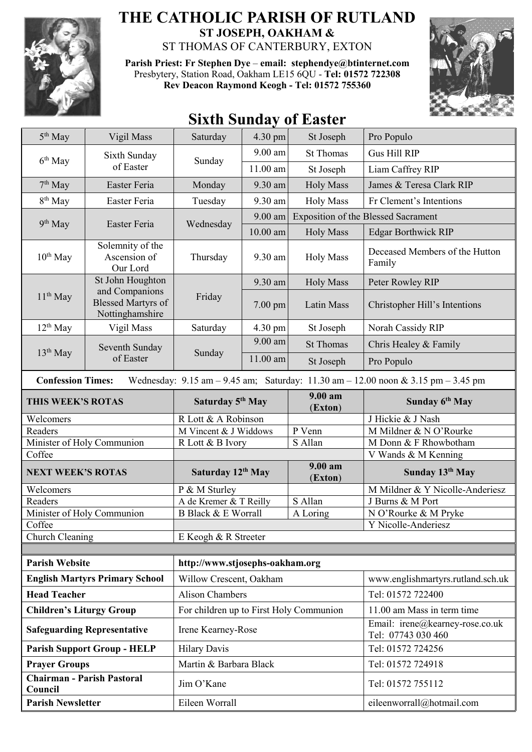# THE CATHOLIC PARISH OF RUTLAND

**ST JOSEPH, OAKHAM &**

ST THOMAS OF CANTERBURY, EXTON

**Parish Priest: Fr Stephen Dye** – **email: stephendye@btinternet.com**
Presbytery, Station Road, Oakham LE15 6QU - **Tel: 01572 722308**
**Rev Deacon Raymond Keogh - Tel: 01572 755360**

## Sixth Sunday of Easter

| Date | Feast | Day | Time | Place | Intention |
|---|---|---|---|---|---|
| 5th May | Vigil Mass | Saturday | 4.30 pm | St Joseph | Pro Populo |
| 6th May | Sixth Sunday of Easter | Sunday | 9.00 am | St Thomas | Gus Hill RIP |
| | | | 11.00 am | St Joseph | Liam Caffrey RIP |
| 7th May | Easter Feria | Monday | 9.30 am | Holy Mass | James & Teresa Clark RIP |
| 8th May | Easter Feria | Tuesday | 9.30 am | Holy Mass | Fr Clement's Intentions |
| 9th May | Easter Feria | Wednesday | 9.00 am | Exposition of the Blessed Sacrament | |
| | | | 10.00 am | Holy Mass | Edgar Borthwick RIP |
| 10th May | Solemnity of the Ascension of Our Lord | Thursday | 9.30 am | Holy Mass | Deceased Members of the Hutton Family |
| 11th May | St John Houghton and Companions Blessed Martyrs of Nottinghamshire | Friday | 9.30 am | Holy Mass | Peter Rowley RIP |
| | | | 7.00 pm | Latin Mass | Christopher Hill's Intentions |
| 12th May | Vigil Mass | Saturday | 4.30 pm | St Joseph | Norah Cassidy RIP |
| 13th May | Seventh Sunday of Easter | Sunday | 9.00 am | St Thomas | Chris Healey & Family |
| | | | 11.00 am | St Joseph | Pro Populo |

**Confession Times:** Wednesday: 9.15 am – 9.45 am; Saturday: 11.30 am – 12.00 noon & 3.15 pm – 3.45 pm

| THIS WEEK'S ROTAS | Saturday 5th May | 9.00 am (Exton) | Sunday 6th May |
|---|---|---|---|
| Welcomers | R Lott & A Robinson | | J Hickie & J Nash |
| Readers | M Vincent & J Widdows | P Venn | M Mildner & N O'Rourke |
| Minister of Holy Communion | R Lott & B Ivory | S Allan | M Donn & F Rhowbotham |
| Coffee | | | V Wands & M Kenning |
| **NEXT WEEK'S ROTAS** | **Saturday 12th May** | **9.00 am (Exton)** | **Sunday 13th May** |
| Welcomers | P & M Sturley | | M Mildner & Y Nicolle-Anderiesz |
| Readers | A de Kremer & T Reilly | S Allan | J Burns & M Port |
| Minister of Holy Communion | B Black & E Worrall | A Loring | N O'Rourke & M Pryke |
| Coffee | | | Y Nicolle-Anderiesz |
| Church Cleaning | E Keogh & R Streeter | | |

| | | |
|---|---|---|
| **Parish Website** | **http://www.stjosephs-oakham.org** | |
| **English Martyrs Primary School** | Willow Crescent, Oakham | www.englishmartyrs.rutland.sch.uk |
| **Head Teacher** | Alison Chambers | Tel: 01572 722400 |
| **Children's Liturgy Group** | For children up to First Holy Communion | 11.00 am Mass in term time |
| **Safeguarding Representative** | Irene Kearney-Rose | Email: irene@kearney-rose.co.uk Tel: 07743 030 460 |
| **Parish Support Group - HELP** | Hilary Davis | Tel: 01572 724256 |
| **Prayer Groups** | Martin & Barbara Black | Tel: 01572 724918 |
| **Chairman - Parish Pastoral Council** | Jim O'Kane | Tel: 01572 755112 |
| **Parish Newsletter** | Eileen Worrall | eileenworrall@hotmail.com |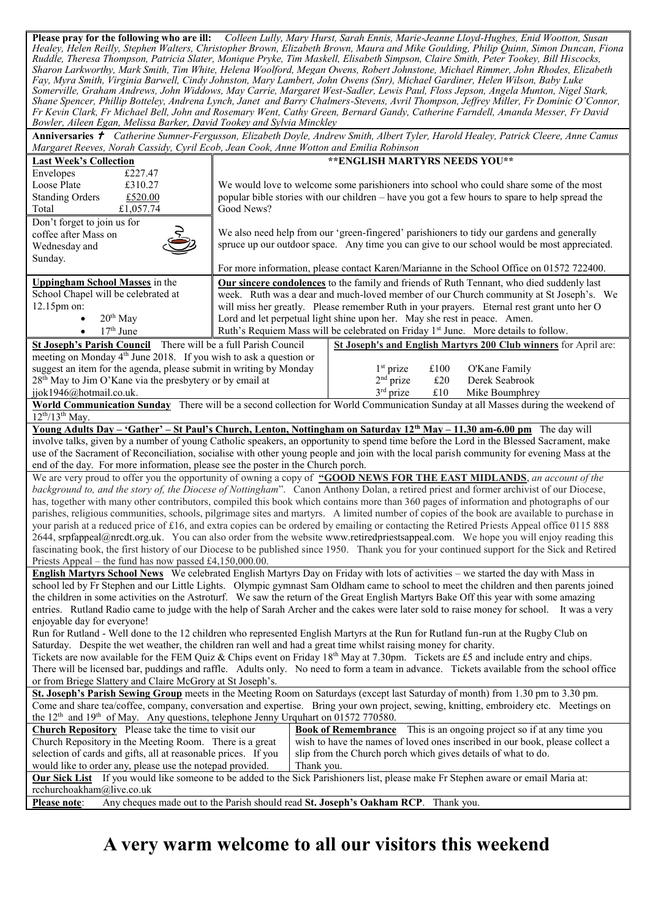**Please pray for the following who are ill:** *Colleen Lully, Mary Hurst, Sarah Ennis, Marie-Jeanne Lloyd-Hughes, Enid Wootton, Susan Healey, Helen Reilly, Stephen Walters, Christopher Brown, Elizabeth Brown, Maura and Mike Goulding, Philip Quinn, Simon Duncan, Fiona Ruddle, Theresa Thompson, Patricia Slater, Monique Pryke, Tim Maskell, Elisabeth Simpson, Claire Smith, Peter Tookey, Bill Hiscocks, Sharon Larkworthy, Mark Smith, Tim White, Helena Woolford, Megan Owens, Robert Johnstone, Michael Rimmer, John Rhodes, Elizabeth Fay, Myra Smith, Virginia Barwell, Cindy Johnston, Mary Lambert, John Owens (Snr), Michael Gardiner, Helen Wilson, Baby Luke Somerville, Graham Andrews, John Widdows, May Carrie, Margaret West-Sadler, Lewis Paul, Floss Jepson, Angela Munton, Nigel Stark, Shane Spencer, Phillip Botteley, Andrena Lynch, Janet and Barry Chalmers-Stevens, Avril Thompson, Jeffrey Miller, Fr Dominic O'Connor, Fr Kevin Clark, Fr Michael Bell, John and Rosemary Went, Cathy Green, Bernard Gandy, Catherine Farndell, Amanda Messer, Fr David Bowler, Aileen Egan, Melissa Barker, David Tookey and Sylvia Minckley*

**Anniversaries** ✝ *Catherine Sumner-Fergusson, Elizabeth Doyle, Andrew Smith, Albert Tyler, Harold Healey, Patrick Cleere, Anne Camus Margaret Reeves, Norah Cassidy, Cyril Ecob, Jean Cook, Anne Wotton and Emilia Robinson*

**Last Week's Collection**

| | |
|---|---|
| Envelopes | £227.47 |
| Loose Plate | £310.27 |
| Standing Orders | £520.00 |
| Total | £1,057.74 |

Don't forget to join us for coffee after Mass on Wednesday and Sunday.

**\*\*ENGLISH MARTYRS NEEDS YOU\*\***

We would love to welcome some parishioners into school who could share some of the most popular bible stories with our children – have you got a few hours to spare to help spread the Good News?

We also need help from our 'green-fingered' parishioners to tidy our gardens and generally spruce up our outdoor space. Any time you can give to our school would be most appreciated.

For more information, please contact Karen/Marianne in the School Office on 01572 722400.

**Uppingham School Masses** in the School Chapel will be celebrated at 12.15pm on:

- 20th May
- 17th June

**Our sincere condolences** to the family and friends of Ruth Tennant, who died suddenly last week. Ruth was a dear and much-loved member of our Church community at St Joseph's. We will miss her greatly. Please remember Ruth in your prayers. Eternal rest grant unto her O Lord and let perpetual light shine upon her. May she rest in peace. Amen. Ruth's Requiem Mass will be celebrated on Friday 1st June. More details to follow.

**St Joseph's Parish Council** There will be a full Parish Council meeting on Monday 4th June 2018. If you wish to ask a question or suggest an item for the agenda, please submit in writing by Monday 28th May to Jim O'Kane via the presbytery or by email at jjok1946@hotmail.co.uk.

**St Joseph's and English Martyrs 200 Club winners** for April are:

| | | |
|---|---|---|
| 1st prize | £100 | O'Kane Family |
| 2nd prize | £20 | Derek Seabrook |
| 3rd prize | £10 | Mike Boumphrey |

**World Communication Sunday** There will be a second collection for World Communication Sunday at all Masses during the weekend of 12th/13th May.

**Young Adults Day – 'Gather' – St Paul's Church, Lenton, Nottingham on Saturday 12th May – 11.30 am-6.00 pm** The day will involve talks, given by a number of young Catholic speakers, an opportunity to spend time before the Lord in the Blessed Sacrament, make use of the Sacrament of Reconciliation, socialise with other young people and join with the local parish community for evening Mass at the end of the day. For more information, please see the poster in the Church porch.

We are very proud to offer you the opportunity of owning a copy of **"GOOD NEWS FOR THE EAST MIDLANDS**, *an account of the background to, and the story of, the Diocese of Nottingham*". Canon Anthony Dolan, a retired priest and former archivist of our Diocese, has, together with many other contributors, compiled this book which contains more than 360 pages of information and photographs of our parishes, religious communities, schools, pilgrimage sites and martyrs. A limited number of copies of the book are available to purchase in your parish at a reduced price of £16, and extra copies can be ordered by emailing or contacting the Retired Priests Appeal office 0115 888 2644, srpfappeal@nrcdt.org.uk. You can also order from the website www.retiredpriestsappeal.com. We hope you will enjoy reading this fascinating book, the first history of our Diocese to be published since 1950. Thank you for your continued support for the Sick and Retired Priests Appeal – the fund has now passed £4,150,000.00.

**English Martyrs School News** We celebrated English Martyrs Day on Friday with lots of activities – we started the day with Mass in school led by Fr Stephen and our Little Lights. Olympic gymnast Sam Oldham came to school to meet the children and then parents joined the children in some activities on the Astroturf. We saw the return of the Great English Martyrs Bake Off this year with some amazing entries. Rutland Radio came to judge with the help of Sarah Archer and the cakes were later sold to raise money for school. It was a very enjoyable day for everyone!

Run for Rutland - Well done to the 12 children who represented English Martyrs at the Run for Rutland fun-run at the Rugby Club on Saturday. Despite the wet weather, the children ran well and had a great time whilst raising money for charity.

Tickets are now available for the FEM Quiz & Chips event on Friday 18th May at 7.30pm. Tickets are £5 and include entry and chips. There will be licensed bar, puddings and raffle. Adults only. No need to form a team in advance. Tickets available from the school office or from Briege Slattery and Claire McGrory at St Joseph's.

**St. Joseph's Parish Sewing Group** meets in the Meeting Room on Saturdays (except last Saturday of month) from 1.30 pm to 3.30 pm. Come and share tea/coffee, company, conversation and expertise. Bring your own project, sewing, knitting, embroidery etc. Meetings on the 12th and 19th of May. Any questions, telephone Jenny Urquhart on 01572 770580.

**Church Repository** Please take the time to visit our Church Repository in the Meeting Room. There is a great selection of cards and gifts, all at reasonable prices. If you would like to order any, please use the notepad provided.

**Book of Remembrance** This is an ongoing project so if at any time you wish to have the names of loved ones inscribed in our book, please collect a slip from the Church porch which gives details of what to do. Thank you.

**Our Sick List** If you would like someone to be added to the Sick Parishioners list, please make Fr Stephen aware or email Maria at: rcchurchoakham@live.co.uk

**Please note**: Any cheques made out to the Parish should read **St. Joseph's Oakham RCP**. Thank you.

# A very warm welcome to all our visitors this weekend